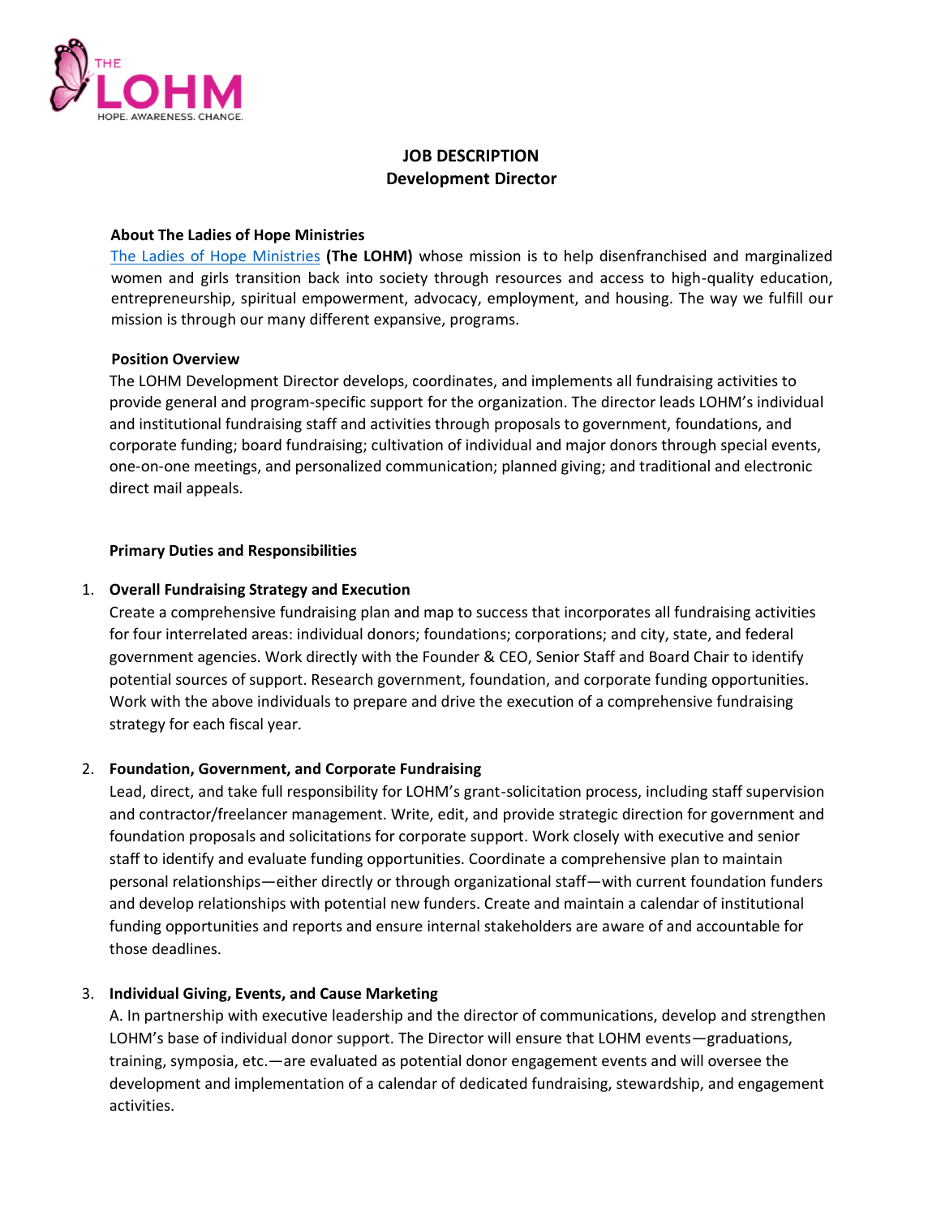# JOB DESCRIPTION
## Development Director

### About The Ladies of Hope Ministries

The Ladies of Hope Ministries **(The LOHM)** whose mission is to help disenfranchised and marginalized women and girls transition back into society through resources and access to high-quality education, entrepreneurship, spiritual empowerment, advocacy, employment, and housing. The way we fulfill our mission is through our many different expansive, programs.

### Position Overview

The LOHM Development Director develops, coordinates, and implements all fundraising activities to provide general and program-specific support for the organization. The director leads LOHM's individual and institutional fundraising staff and activities through proposals to government, foundations, and corporate funding; board fundraising; cultivation of individual and major donors through special events, one-on-one meetings, and personalized communication; planned giving; and traditional and electronic direct mail appeals.

### Primary Duties and Responsibilities

1. **Overall Fundraising Strategy and Execution**
   Create a comprehensive fundraising plan and map to success that incorporates all fundraising activities for four interrelated areas: individual donors; foundations; corporations; and city, state, and federal government agencies. Work directly with the Founder & CEO, Senior Staff and Board Chair to identify potential sources of support. Research government, foundation, and corporate funding opportunities. Work with the above individuals to prepare and drive the execution of a comprehensive fundraising strategy for each fiscal year.

2. **Foundation, Government, and Corporate Fundraising**
   Lead, direct, and take full responsibility for LOHM's grant-solicitation process, including staff supervision and contractor/freelancer management. Write, edit, and provide strategic direction for government and foundation proposals and solicitations for corporate support. Work closely with executive and senior staff to identify and evaluate funding opportunities. Coordinate a comprehensive plan to maintain personal relationships—either directly or through organizational staff—with current foundation funders and develop relationships with potential new funders. Create and maintain a calendar of institutional funding opportunities and reports and ensure internal stakeholders are aware of and accountable for those deadlines.

3. **Individual Giving, Events, and Cause Marketing**
   A. In partnership with executive leadership and the director of communications, develop and strengthen LOHM's base of individual donor support. The Director will ensure that LOHM events—graduations, training, symposia, etc.—are evaluated as potential donor engagement events and will oversee the development and implementation of a calendar of dedicated fundraising, stewardship, and engagement activities.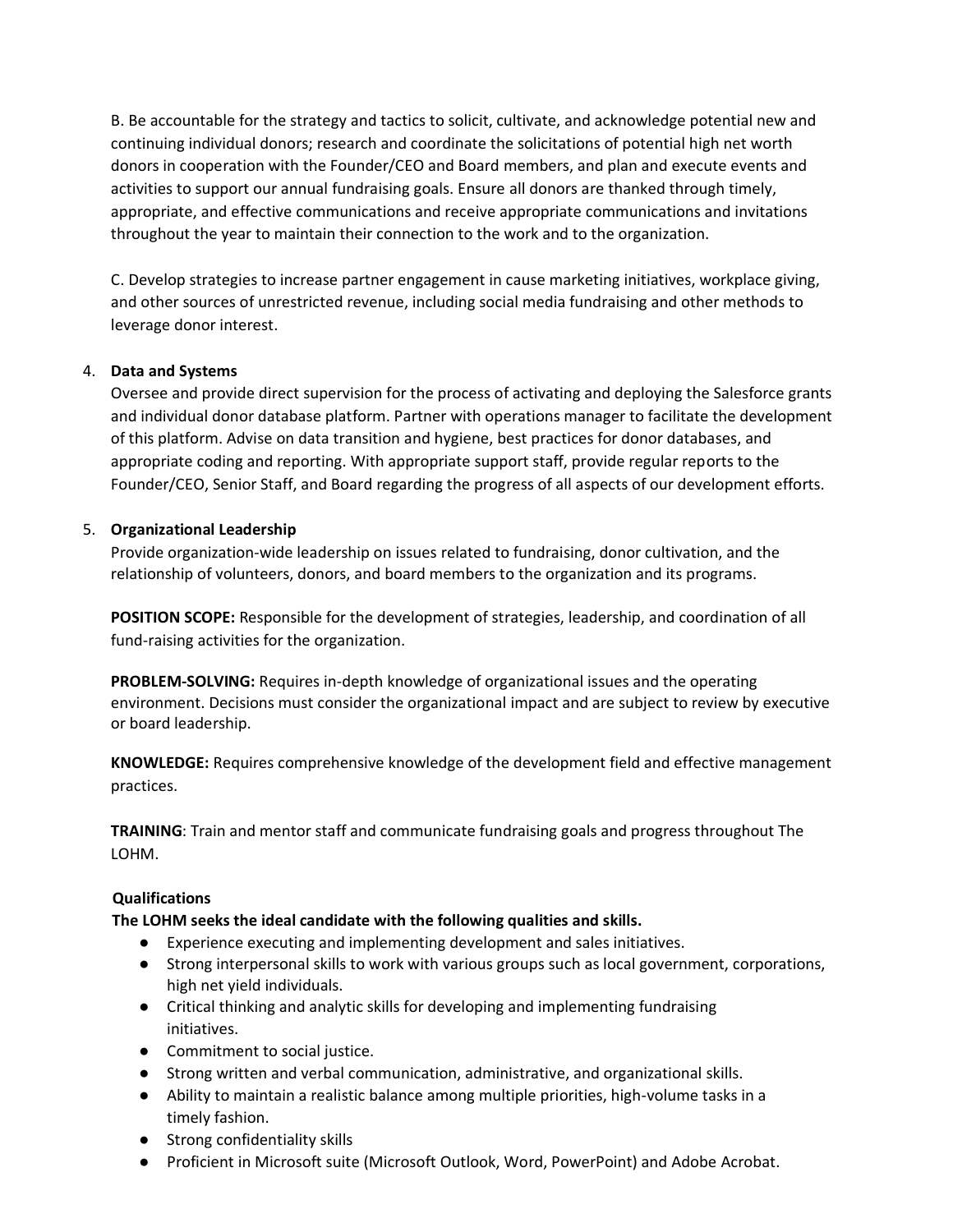B. Be accountable for the strategy and tactics to solicit, cultivate, and acknowledge potential new and continuing individual donors; research and coordinate the solicitations of potential high net worth donors in cooperation with the Founder/CEO and Board members, and plan and execute events and activities to support our annual fundraising goals. Ensure all donors are thanked through timely, appropriate, and effective communications and receive appropriate communications and invitations throughout the year to maintain their connection to the work and to the organization.

C. Develop strategies to increase partner engagement in cause marketing initiatives, workplace giving, and other sources of unrestricted revenue, including social media fundraising and other methods to leverage donor interest.

4. **Data and Systems**
   Oversee and provide direct supervision for the process of activating and deploying the Salesforce grants and individual donor database platform. Partner with operations manager to facilitate the development of this platform. Advise on data transition and hygiene, best practices for donor databases, and appropriate coding and reporting. With appropriate support staff, provide regular reports to the Founder/CEO, Senior Staff, and Board regarding the progress of all aspects of our development efforts.

5. **Organizational Leadership**
   Provide organization-wide leadership on issues related to fundraising, donor cultivation, and the relationship of volunteers, donors, and board members to the organization and its programs.

**POSITION SCOPE:** Responsible for the development of strategies, leadership, and coordination of all fund-raising activities for the organization.

**PROBLEM-SOLVING:** Requires in-depth knowledge of organizational issues and the operating environment. Decisions must consider the organizational impact and are subject to review by executive or board leadership.

**KNOWLEDGE:** Requires comprehensive knowledge of the development field and effective management practices.

**TRAINING**: Train and mentor staff and communicate fundraising goals and progress throughout The LOHM.

**Qualifications**

**The LOHM seeks the ideal candidate with the following qualities and skills.**

- Experience executing and implementing development and sales initiatives.
- Strong interpersonal skills to work with various groups such as local government, corporations, high net yield individuals.
- Critical thinking and analytic skills for developing and implementing fundraising initiatives.
- Commitment to social justice.
- Strong written and verbal communication, administrative, and organizational skills.
- Ability to maintain a realistic balance among multiple priorities, high-volume tasks in a timely fashion.
- Strong confidentiality skills
- Proficient in Microsoft suite (Microsoft Outlook, Word, PowerPoint) and Adobe Acrobat.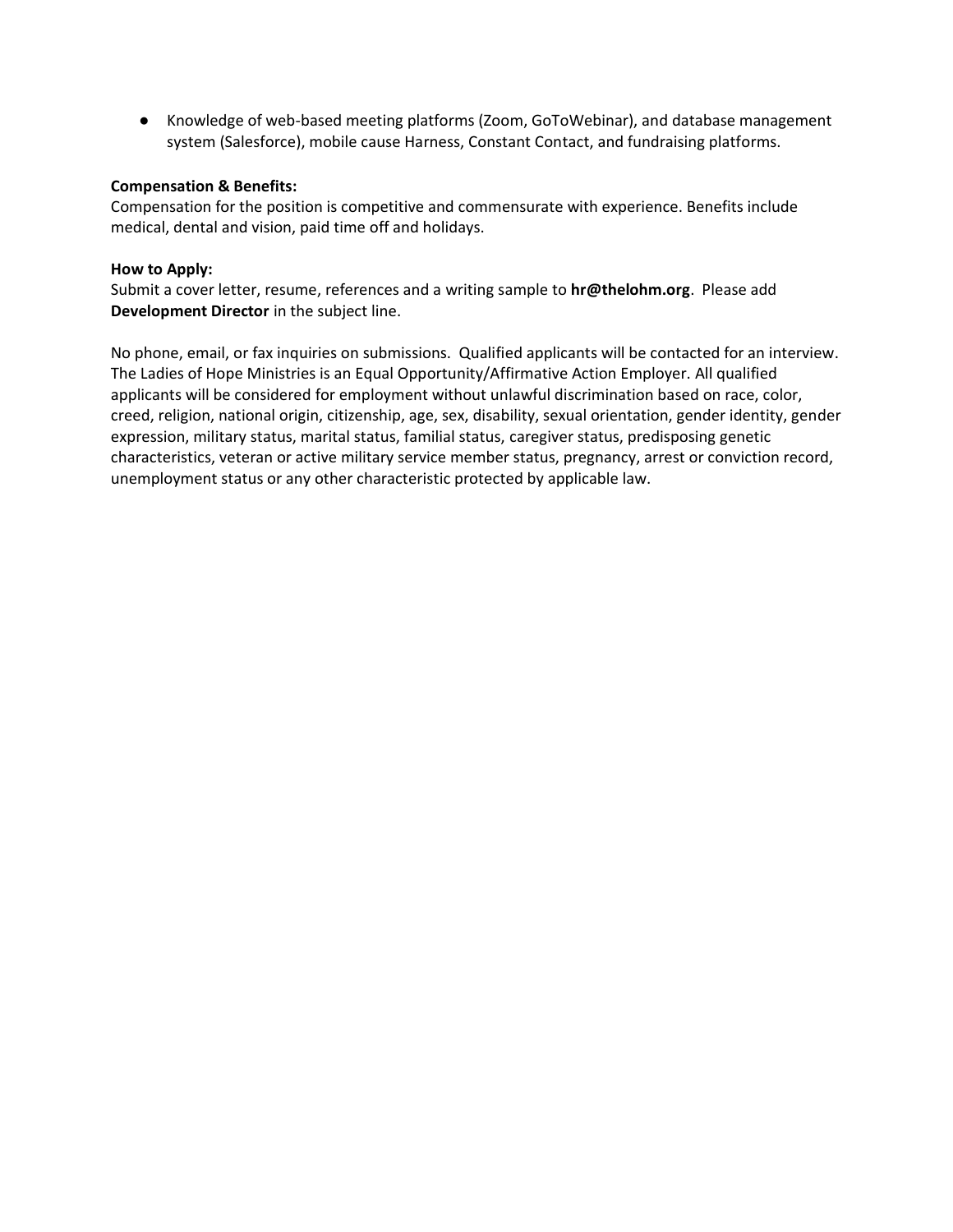- Knowledge of web-based meeting platforms (Zoom, GoToWebinar), and database management system (Salesforce), mobile cause Harness, Constant Contact, and fundraising platforms.

**Compensation & Benefits:**
Compensation for the position is competitive and commensurate with experience. Benefits include medical, dental and vision, paid time off and holidays.

**How to Apply:**
Submit a cover letter, resume, references and a writing sample to **hr@thelohm.org**. Please add **Development Director** in the subject line.

No phone, email, or fax inquiries on submissions. Qualified applicants will be contacted for an interview. The Ladies of Hope Ministries is an Equal Opportunity/Affirmative Action Employer. All qualified applicants will be considered for employment without unlawful discrimination based on race, color, creed, religion, national origin, citizenship, age, sex, disability, sexual orientation, gender identity, gender expression, military status, marital status, familial status, caregiver status, predisposing genetic characteristics, veteran or active military service member status, pregnancy, arrest or conviction record, unemployment status or any other characteristic protected by applicable law.